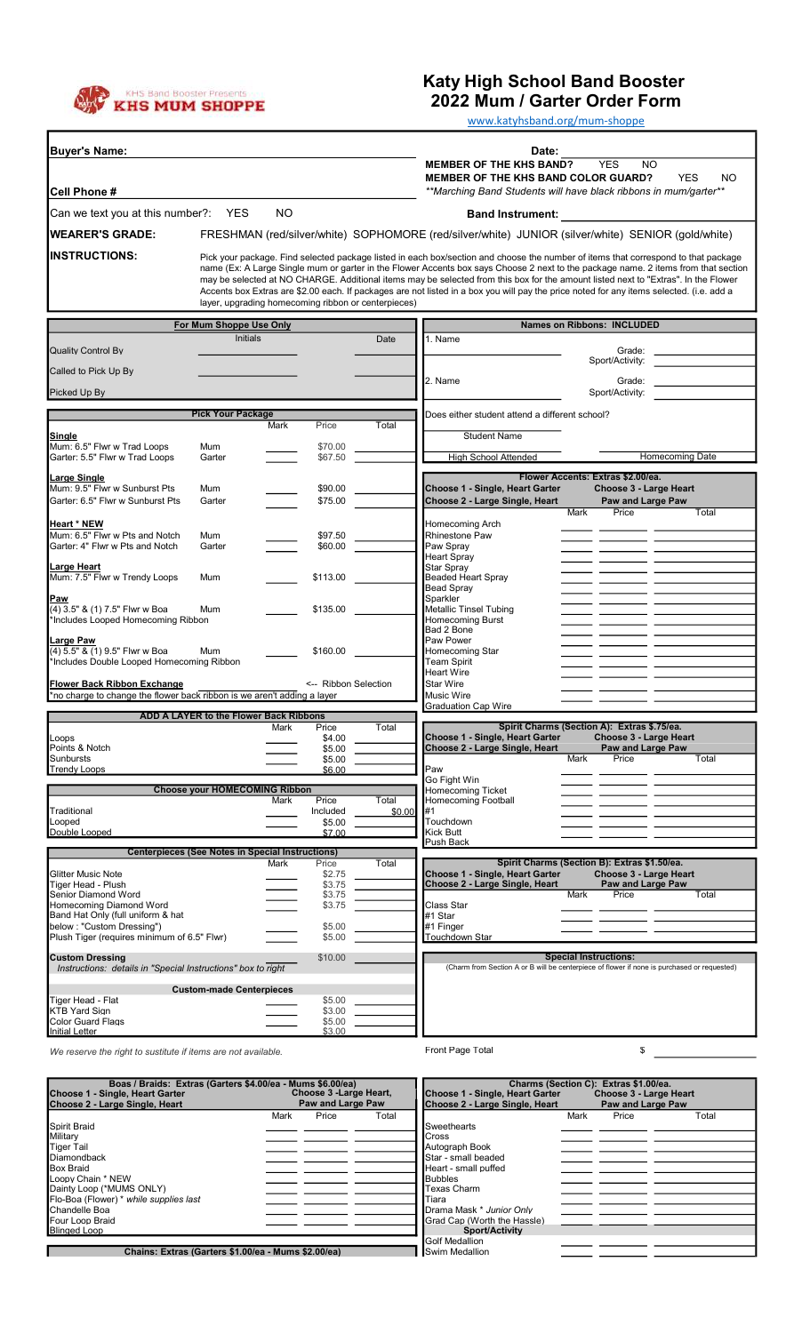KHS Band Booster Presents
**KHS MUM SHOPPE**

# Katy High School Band Booster
# 2022 Mum / Garter Order Form

www.katyhsband.org/mum-shoppe

**Buyer's Name:** 

**Date:**

**MEMBER OF THE KHS BAND?** YES NO

**MEMBER OF THE KHS BAND COLOR GUARD?** YES NO

**Cell Phone #**

***Marching Band Students will have black ribbons in mum/garter***

Can we text you at this number?: YES NO

**Band Instrument:**

**WEARER'S GRADE:** FRESHMAN (red/silver/white) SOPHOMORE (red/silver/white) JUNIOR (silver/white) SENIOR (gold/white)

**INSTRUCTIONS:** Pick your package. Find selected package listed in each box/section and choose the number of items that correspond to that package name (Ex: A Large Single mum or garter in the Flower Accents box says Choose 2 next to the package name. 2 items from that section may be selected at NO CHARGE. Additional items may be selected from this box for the amount listed next to "Extras". In the Flower Accents box Extras are $2.00 each. If packages are not listed in a box you will pay the price noted for any items selected. (i.e. add a layer, upgrading homecoming ribbon or centerpieces)

| For Mum Shoppe Use Only | Initials | Date |
|---|---|---|
| Quality Control By | | |
| Called to Pick Up By | | |
| Picked Up By | | |

| Names on Ribbons: INCLUDED | | |
|---|---|---|
| 1. Name | Grade: | Sport/Activity: |
| 2. Name | Grade: | Sport/Activity: |

Does either student attend a different school?

| Student Name | High School Attended | Homecoming Date |
|---|---|---|
| | | |

| Pick Your Package | | Mark | Price | Total |
|---|---|---|---|---|
| **Single** | | | | |
| Mum: 6.5" Flwr w Trad Loops | Mum | | $70.00 | |
| Garter: 5.5" Flwr w Trad Loops | Garter | | $67.50 | |
| **Large Single** | | | | |
| Mum: 9.5" Flwr w Sunburst Pts | Mum | | $90.00 | |
| Garter: 6.5" Flwr w Sunburst Pts | Garter | | $75.00 | |
| **Heart * NEW** | | | | |
| Mum: 6.5" Flwr w Pts and Notch | Mum | | $97.50 | |
| Garter: 4" Flwr w Pts and Notch | Garter | | $60.00 | |
| **Large Heart** | | | | |
| Mum: 7.5" Flwr w Trendy Loops | Mum | | $113.00 | |
| **Paw** | | | | |
| (4) 3.5" & (1) 7.5" Flwr w Boa *Includes Looped Homecoming Ribbon | Mum | | $135.00 | |
| **Large Paw** | | | | |
| (4) 5.5" & (1) 9.5" Flwr w Boa *Includes Double Looped Homecoming Ribbon | Mum | | $160.00 | |
| **Flower Back Ribbon Exchange** *no charge to change the flower back ribbon is we aren't adding a layer | | | <-- Ribbon Selection | |

| ADD A LAYER to the Flower Back Ribbons | Mark | Price | Total |
|---|---|---|---|
| Loops | | $4.00 | |
| Points & Notch | | $5.00 | |
| Sunbursts | | $5.00 | |
| Trendy Loops | | $6.00 | |

| Choose your HOMECOMING Ribbon | Mark | Price | Total |
|---|---|---|---|
| Traditional | | Included | $0.00 |
| Looped | | $5.00 | |
| Double Looped | | $7.00 | |

| Centerpieces (See Notes in Special Instructions) | Mark | Price | Total |
|---|---|---|---|
| Glitter Music Note | | $2.75 | |
| Tiger Head - Plush | | $3.75 | |
| Senior Diamond Word | | $3.75 | |
| Homecoming Diamond Word | | $3.75 | |
| Band Hat Only (full uniform & hat below : "Custom Dressing") | | $5.00 | |
| Plush Tiger (requires minimum of 6.5" Flwr) | | $5.00 | |
| **Custom Dressing** *Instructions: details in "Special Instructions" box to right* | | $10.00 | |

| Custom-made Centerpieces | Mark | Price | Total |
|---|---|---|---|
| Tiger Head - Flat | | $5.00 | |
| KTB Yard Sign | | $3.00 | |
| Color Guard Flags | | $5.00 | |
| Initial Letter | | $3.00 | |

**Flower Accents: Extras $2.00/ea.**
Choose 1 - Single, Heart Garter; Choose 2 - Large Single, Heart; Choose 3 - Large Heart, Paw and Large Paw

| Item | Mark | Price | Total |
|---|---|---|---|
| Homecoming Arch | | | |
| Rhinestone Paw | | | |
| Paw Spray | | | |
| Heart Spray | | | |
| Star Spray | | | |
| Beaded Heart Spray | | | |
| Bead Spray | | | |
| Sparkler | | | |
| Metallic Tinsel Tubing | | | |
| Homecoming Burst | | | |
| Bad 2 Bone | | | |
| Paw Power | | | |
| Homecoming Star | | | |
| Team Spirit | | | |
| Heart Wire | | | |
| Star Wire | | | |
| Music Wire | | | |
| Graduation Cap Wire | | | |

**Spirit Charms (Section A): Extras $.75/ea.**
Choose 1 - Single, Heart Garter; Choose 2 - Large Single, Heart; Choose 3 - Large Heart, Paw and Large Paw

| Item | Mark | Price | Total |
|---|---|---|---|
| Paw | | | |
| Go Fight Win | | | |
| Homecoming Ticket | | | |
| Homecoming Football | | | |
| #1 | | | |
| Touchdown | | | |
| Kick Butt | | | |
| Push Back | | | |

**Spirit Charms (Section B): Extras $1.50/ea.**
Choose 1 - Single, Heart Garter; Choose 2 - Large Single, Heart; Choose 3 - Large Heart, Paw and Large Paw

| Item | Mark | Price | Total |
|---|---|---|---|
| Class Star | | | |
| #1 Star | | | |
| #1 Finger | | | |
| Touchdown Star | | | |

**Special Instructions:**
(Charm from Section A or B will be centerpiece of flower if none is purchased or requested)

*We reserve the right to sustitute if items are not available.*

Front Page Total $

**Boas / Braids: Extras (Garters $4.00/ea - Mums $6.00/ea)**
Choose 1 - Single, Heart Garter; Choose 2 - Large Single, Heart; Choose 3 - Large Heart, Paw and Large Paw

| Item | Mark | Price | Total |
|---|---|---|---|
| Spirit Braid | | | |
| Military | | | |
| Tiger Tail | | | |
| Diamondback | | | |
| Box Braid | | | |
| Loopy Chain * NEW | | | |
| Dainty Loop (*MUMS ONLY) | | | |
| Flo-Boa (Flower) * while supplies last | | | |
| Chandelle Boa | | | |
| Four Loop Braid | | | |
| Blinged Loop | | | |

**Chains: Extras (Garters $1.00/ea - Mums $2.00/ea)**

**Charms (Section C): Extras $1.00/ea.**
Choose 1 - Single, Heart Garter; Choose 2 - Large Single, Heart; Choose 3 - Large Heart, Paw and Large Paw

| Item | Mark | Price | Total |
|---|---|---|---|
| Sweethearts | | | |
| Cross | | | |
| Autograph Book | | | |
| Star - small beaded | | | |
| Heart - small puffed | | | |
| Bubbles | | | |
| Texas Charm | | | |
| Tiara | | | |
| Drama Mask * Junior Only | | | |
| Grad Cap (Worth the Hassle) | | | |
| **Sport/Activity** | | | |
| Golf Medallion | | | |
| Swim Medallion | | | |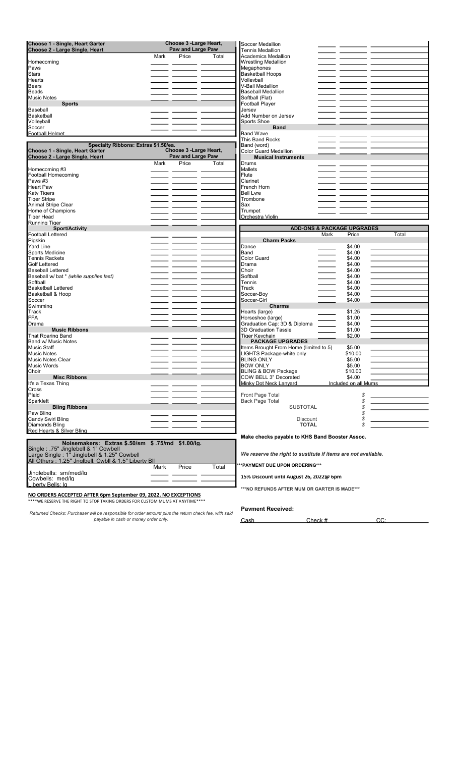| Choose 1 - Single, Heart Garter<br>Choose 2 - Large Single, Heart | Choose 3 -Large Heart, Paw and Large Paw | | |
|---|---|---|---|
| | Mark | Price | Total |
| Homecoming | | | |
| Paws | | | |
| Stars | | | |
| Hearts | | | |
| Bears | | | |
| Beads | | | |
| Music Notes | | | |
| **Sports** | | | |
| Baseball | | | |
| Basketball | | | |
| Volleyball | | | |
| Soccer | | | |
| Football Helmet | | | |

**Specialty Ribbons: Extras $1.50/ea.**

| Choose 1 - Single, Heart Garter<br>Choose 2 - Large Single, Heart | Choose 3 -Large Heart, Paw and Large Paw | | |
|---|---|---|---|
| | Mark | Price | Total |
| Homecoming #3 | | | |
| Football Homecoming | | | |
| Paws #3 | | | |
| Heart Paw | | | |
| Katy Tigers | | | |
| Tiger Stripe | | | |
| Animal Stripe Clear | | | |
| Home of Champions | | | |
| Tiger Head | | | |
| Running Tiger | | | |
| **Sport/Activity** | | | |
| Football Lettered | | | |
| Pigskin | | | |
| Yard Line | | | |
| Sports Medicine | | | |
| Tennis Rackets | | | |
| Golf Lettered | | | |
| Baseball Lettered | | | |
| Baseball w/ bat * *(while supplies last)* | | | |
| Softball | | | |
| Basketball Lettered | | | |
| Basketball & Hoop | | | |
| Soccer | | | |
| Swimming | | | |
| Track | | | |
| FFA | | | |
| Drama | | | |
| **Music Ribbons** | | | |
| That Roaring Band | | | |
| Band w/ Music Notes | | | |
| Music Staff | | | |
| Music Notes | | | |
| Music Notes Clear | | | |
| Music Words | | | |
| Choir | | | |
| **Misc Ribbons** | | | |
| It's a Texas Thing | | | |
| Cross | | | |
| Plaid | | | |
| Sparklett | | | |
| **Bling Ribbons** | | | |
| Paw Bling | | | |
| Candy Swirl Bling | | | |
| Diamonds Bling | | | |
| Red Hearts & Silver Bling | | | |

**Noisemakers: Extras $.50/sm $.75/md $1.00/lg.**

Single : .75" Jinglebell & 1" Cowbell
Large Single : 1" Jinglebell & 1.25" Cowbell
All Others : 1.25" Jnglbell, Cwbll & 1.5" Liberty Bll

| | Mark | Price | Total |
|---|---|---|---|
| Jinglebells: sm/med/lg | | | |
| Cowbells: med/lg | | | |
| Liberty Bells: lg | | | |

**NO ORDERS ACCEPTED AFTER 6pm September 09, 2022. NO EXCEPTIONS**

****WE RESERVE THE RIGHT TO STOP TAKING ORDERS FOR CUSTOM MUMS AT ANYTIME****

*Returned Checks: Purchaser will be responsible for order amount plus the return check fee, with said payable in cash or money order only.*

| | | | |
|---|---|---|---|
| Soccer Medallion | | | |
| Tennis Medallion | | | |
| Academics Medallion | | | |
| Wrestling Medallion | | | |
| Megaphones | | | |
| Basketball Hoops | | | |
| Volleyball | | | |
| V-Ball Medallion | | | |
| Baseball Medallion | | | |
| Softball (Flat) | | | |
| Football Player | | | |
| Jersey | | | |
| Add Number on Jersey | | | |
| Sports Shoe | | | |
| **Band** | | | |
| Band Wave | | | |
| This Band Rocks | | | |
| Band (word) | | | |
| Color Guard Medallion | | | |
| **Musical Instruments** | | | |
| Drums | | | |
| Mallets | | | |
| Flute | | | |
| Clarinet | | | |
| French Horn | | | |
| Bell Lyre | | | |
| Trombone | | | |
| Sax | | | |
| Trumpet | | | |
| Orchestra Violin | | | |

**ADD-ONS & PACKAGE UPGRADES**

| | Mark | Price | Total |
|---|---|---|---|
| **Charm Packs** | | | |
| Dance | | $4.00 | |
| Band | | $4.00 | |
| Color Guard | | $4.00 | |
| Drama | | $4.00 | |
| Choir | | $4.00 | |
| Softball | | $4.00 | |
| Tennis | | $4.00 | |
| Track | | $4.00 | |
| Soccer-Boy | | $4.00 | |
| Soccer-Girl | | $4.00 | |
| **Charms** | | | |
| Hearts (large) | | $1.25 | |
| Horseshoe (large) | | $1.00 | |
| Graduation Cap: 3D & Diploma | | $4.00 | |
| 3D Graduation Tassle | | $1.00 | |
| Tiger Keychain | | $2.00 | |
| **PACKAGE UPGRADES** | | | |
| Items Brought From Home (limited to 5) | | $5.00 | |
| LIGHTS Package-white only | | $10.00 | |
| BLING ONLY | | $5.00 | |
| BOW ONLY | | $5.00 | |
| BLING & BOW Package | | $10.00 | |
| COW BELL 3" Decorated | | $4.00 | |
| Minky Dot Neck Lanyard | | Included on all Mums | |

| | |
|---|---|
| Front Page Total | $ |
| Back Page Total | $ |
| SUBTOTAL | $ |
| | $ |
| Discount | $ |
| **TOTAL** | $ |

**Make checks payable to KHS Band Booster Assoc.**

*We reserve the right to sustitute if items are not available.*

***PAYMENT DUE UPON ORDERING***

15% Discount until August 26, 2022@ 6pm

***NO REFUNDS AFTER MUM OR GARTER IS MADE***

**Payment Received:**

Cash ______ Check # ______ CC: ______